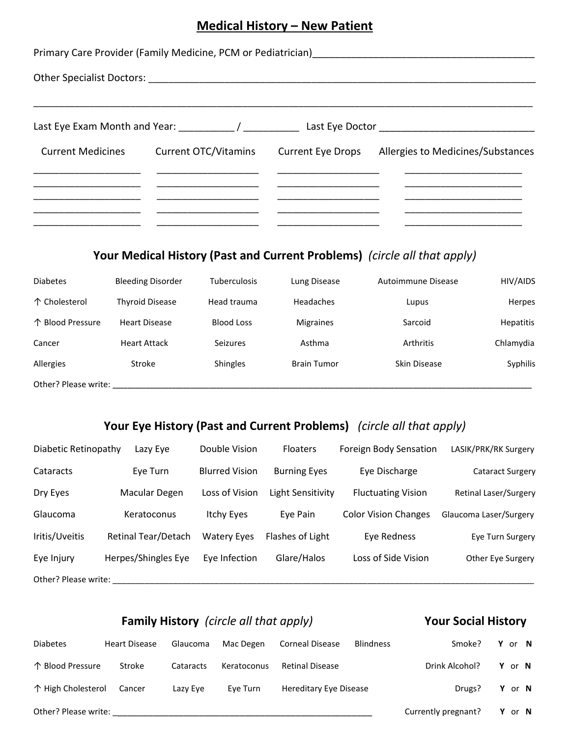# Medical History – New Patient

Primary Care Provider (Family Medicine, PCM or Pediatrician)________________________________________

Other Specialist Doctors: ________________________________________________________________________

_____________________________________________________________________________________________

Last Eye Exam Month and Year: __________ / __________ Last Eye Doctor ____________________________

| Current Medicines | Current OTC/Vitamins | Current Eye Drops | Allergies to Medicines/Substances |
|---|---|---|---|
| ____________________ | ____________________ | ____________________ | ______________________ |
| ____________________ | ____________________ | ____________________ | ______________________ |
| ____________________ | ____________________ | ____________________ | ______________________ |
| ____________________ | ____________________ | ____________________ | ______________________ |
| ____________________ | ____________________ | ____________________ | ______________________ |

## Your Medical History (Past and Current Problems) *(circle all that apply)*

| | | | | | |
|---|---|---|---|---|---|
| Diabetes | Bleeding Disorder | Tuberculosis | Lung Disease | Autoimmune Disease | HIV/AIDS |
| ↑ Cholesterol | Thyroid Disease | Head trauma | Headaches | Lupus | Herpes |
| ↑ Blood Pressure | Heart Disease | Blood Loss | Migraines | Sarcoid | Hepatitis |
| Cancer | Heart Attack | Seizures | Asthma | Arthritis | Chlamydia |
| Allergies | Stroke | Shingles | Brain Tumor | Skin Disease | Syphilis |

Other? Please write: ________________________________________________________________________________

## Your Eye History (Past and Current Problems) *(circle all that apply)*

| | | | | | |
|---|---|---|---|---|---|
| Diabetic Retinopathy | Lazy Eye | Double Vision | Floaters | Foreign Body Sensation | LASIK/PRK/RK Surgery |
| Cataracts | Eye Turn | Blurred Vision | Burning Eyes | Eye Discharge | Cataract Surgery |
| Dry Eyes | Macular Degen | Loss of Vision | Light Sensitivity | Fluctuating Vision | Retinal Laser/Surgery |
| Glaucoma | Keratoconus | Itchy Eyes | Eye Pain | Color Vision Changes | Glaucoma Laser/Surgery |
| Iritis/Uveitis | Retinal Tear/Detach | Watery Eyes | Flashes of Light | Eye Redness | Eye Turn Surgery |
| Eye Injury | Herpes/Shingles Eye | Eye Infection | Glare/Halos | Loss of Side Vision | Other Eye Surgery |

Other? Please write: ________________________________________________________________________________

## Family History *(circle all that apply)*

| | | | | | |
|---|---|---|---|---|---|
| Diabetes | Heart Disease | Glaucoma | Mac Degen | Corneal Disease | Blindness |
| ↑ Blood Pressure | Stroke | Cataracts | Keratoconus | Retinal Disease | |
| ↑ High Cholesterol | Cancer | Lazy Eye | Eye Turn | Hereditary Eye Disease | |

Other? Please write: ______________________________________________________

## Your Social History

| | |
|---|---|
| Smoke? | **Y** or **N** |
| Drink Alcohol? | **Y** or **N** |
| Drugs? | **Y** or **N** |
| Currently pregnant? | **Y** or **N** |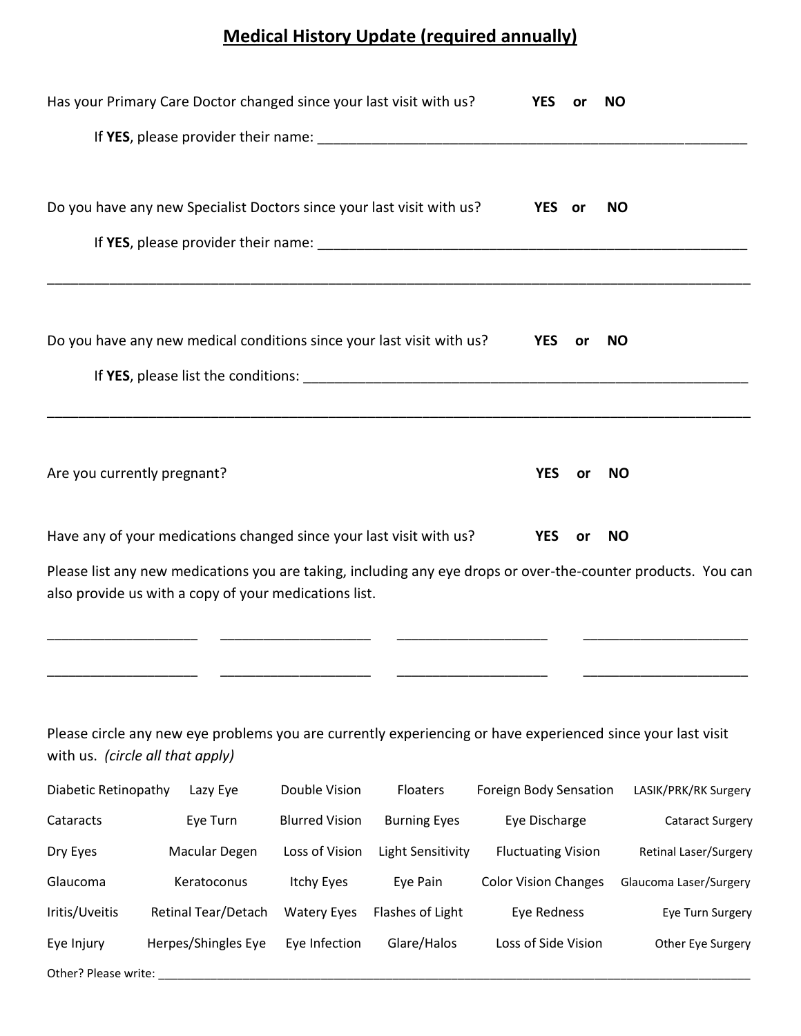# **Medical History Update (required annually)**

Has your Primary Care Doctor changed since your last visit with us? **YES or NO**

If **YES**, please provider their name: ________________________________________________

Do you have any new Specialist Doctors since your last visit with us? **YES or NO**

If **YES**, please provider their name: ________________________________________________

________________________________________________________________________________

Do you have any new medical conditions since your last visit with us? **YES or NO**

If **YES**, please list the conditions: ________________________________________________

________________________________________________________________________________

Are you currently pregnant? **YES or NO**

Have any of your medications changed since your last visit with us? **YES or NO**

Please list any new medications you are taking, including any eye drops or over-the-counter products. You can also provide us with a copy of your medications list.

__________________ __________________ __________________ __________________

__________________ __________________ __________________ __________________

Please circle any new eye problems you are currently experiencing or have experienced since your last visit with us. *(circle all that apply)*

| | | | | | |
|---|---|---|---|---|---|
| Diabetic Retinopathy | Lazy Eye | Double Vision | Floaters | Foreign Body Sensation | LASIK/PRK/RK Surgery |
| Cataracts | Eye Turn | Blurred Vision | Burning Eyes | Eye Discharge | Cataract Surgery |
| Dry Eyes | Macular Degen | Loss of Vision | Light Sensitivity | Fluctuating Vision | Retinal Laser/Surgery |
| Glaucoma | Keratoconus | Itchy Eyes | Eye Pain | Color Vision Changes | Glaucoma Laser/Surgery |
| Iritis/Uveitis | Retinal Tear/Detach | Watery Eyes | Flashes of Light | Eye Redness | Eye Turn Surgery |
| Eye Injury | Herpes/Shingles Eye | Eye Infection | Glare/Halos | Loss of Side Vision | Other Eye Surgery |

Other? Please write: ________________________________________________________________